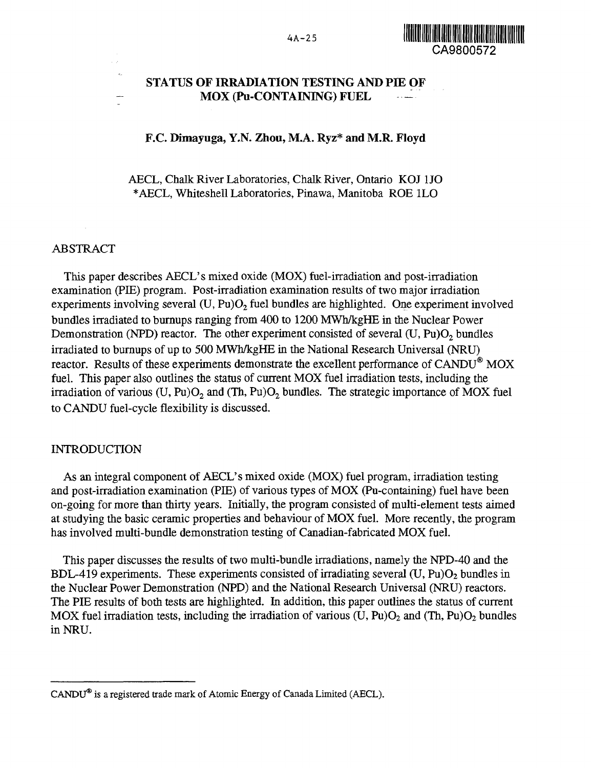4A-25

CA9800572

# STATUS OF IRRADIATION TESTING AND PIE OF MOX (Pu-CONTAINING) FUEL

**F.C. Dimayuga, Y.N. Zhou, M.A. Ryz* and M.R. Floyd**

AECL, Chalk River Laboratories, Chalk River, Ontario KOJ 1JO
*AECL, Whiteshell Laboratories, Pinawa, Manitoba ROE 1LO

## ABSTRACT

This paper describes AECL's mixed oxide (MOX) fuel-irradiation and post-irradiation examination (PIE) program. Post-irradiation examination results of two major irradiation experiments involving several $(U, Pu)O_2$ fuel bundles are highlighted. One experiment involved bundles irradiated to burnups ranging from 400 to 1200 MWh/kgHE in the Nuclear Power Demonstration (NPD) reactor. The other experiment consisted of several $(U, Pu)O_2$ bundles irradiated to burnups of up to 500 MWh/kgHE in the National Research Universal (NRU) reactor. Results of these experiments demonstrate the excellent performance of CANDU® MOX fuel. This paper also outlines the status of current MOX fuel irradiation tests, including the irradiation of various $(U, Pu)O_2$ and $(Th, Pu)O_2$ bundles. The strategic importance of MOX fuel to CANDU fuel-cycle flexibility is discussed.

## INTRODUCTION

As an integral component of AECL's mixed oxide (MOX) fuel program, irradiation testing and post-irradiation examination (PIE) of various types of MOX (Pu-containing) fuel have been on-going for more than thirty years. Initially, the program consisted of multi-element tests aimed at studying the basic ceramic properties and behaviour of MOX fuel. More recently, the program has involved multi-bundle demonstration testing of Canadian-fabricated MOX fuel.

This paper discusses the results of two multi-bundle irradiations, namely the NPD-40 and the BDL-419 experiments. These experiments consisted of irradiating several $(U, Pu)O_2$ bundles in the Nuclear Power Demonstration (NPD) and the National Research Universal (NRU) reactors. The PIE results of both tests are highlighted. In addition, this paper outlines the status of current MOX fuel irradiation tests, including the irradiation of various $(U, Pu)O_2$ and $(Th, Pu)O_2$ bundles in NRU.

CANDU® is a registered trade mark of Atomic Energy of Canada Limited (AECL).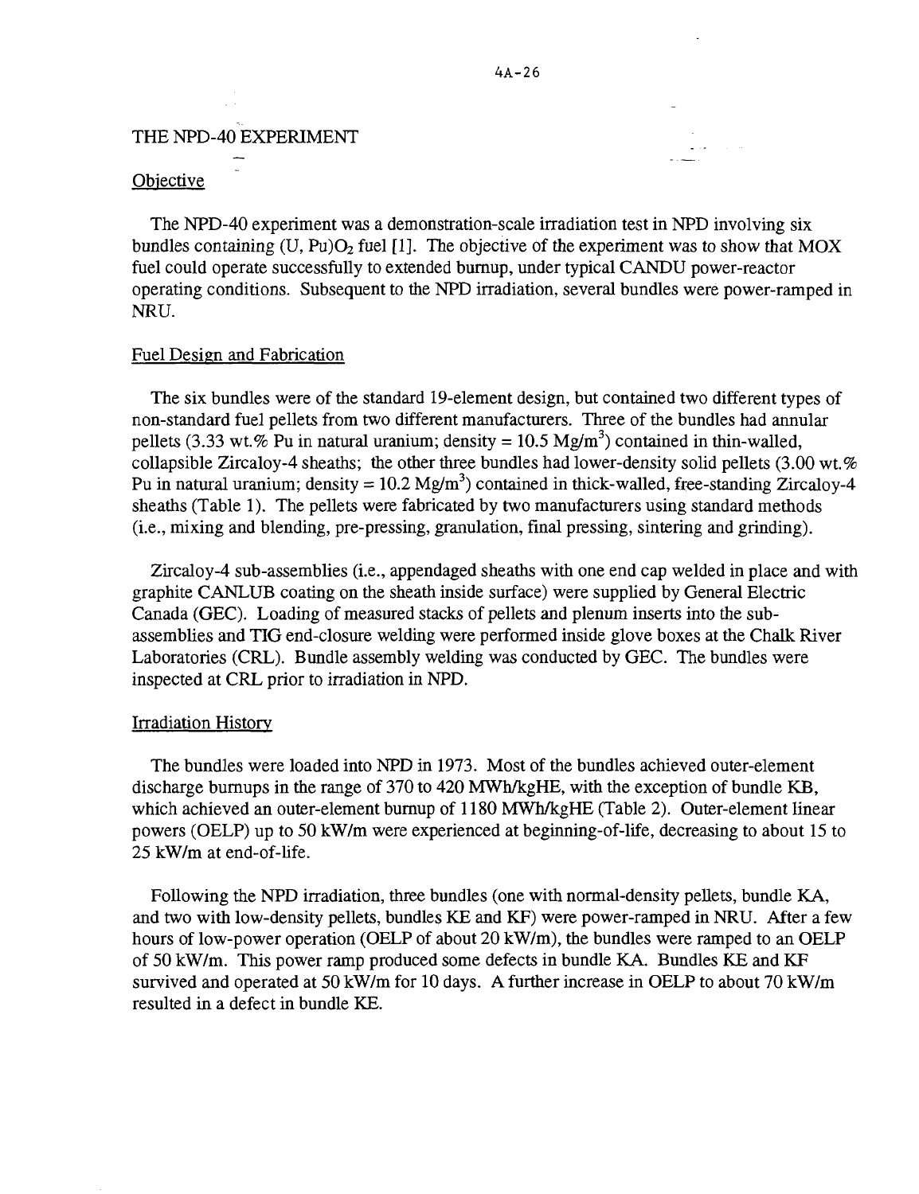## THE NPD-40 EXPERIMENT

### Objective

The NPD-40 experiment was a demonstration-scale irradiation test in NPD involving six bundles containing $(U, Pu)O_2$ fuel [1]. The objective of the experiment was to show that MOX fuel could operate successfully to extended burnup, under typical CANDU power-reactor operating conditions. Subsequent to the NPD irradiation, several bundles were power-ramped in NRU.

### Fuel Design and Fabrication

The six bundles were of the standard 19-element design, but contained two different types of non-standard fuel pellets from two different manufacturers. Three of the bundles had annular pellets (3.33 wt.% Pu in natural uranium; density = 10.5 $Mg/m^3$) contained in thin-walled, collapsible Zircaloy-4 sheaths; the other three bundles had lower-density solid pellets (3.00 wt.% Pu in natural uranium; density = 10.2 $Mg/m^3$) contained in thick-walled, free-standing Zircaloy-4 sheaths (Table 1). The pellets were fabricated by two manufacturers using standard methods (i.e., mixing and blending, pre-pressing, granulation, final pressing, sintering and grinding).

Zircaloy-4 sub-assemblies (i.e., appendaged sheaths with one end cap welded in place and with graphite CANLUB coating on the sheath inside surface) were supplied by General Electric Canada (GEC). Loading of measured stacks of pellets and plenum inserts into the sub-assemblies and TIG end-closure welding were performed inside glove boxes at the Chalk River Laboratories (CRL). Bundle assembly welding was conducted by GEC. The bundles were inspected at CRL prior to irradiation in NPD.

### Irradiation History

The bundles were loaded into NPD in 1973. Most of the bundles achieved outer-element discharge burnups in the range of 370 to 420 MWh/kgHE, with the exception of bundle KB, which achieved an outer-element burnup of 1180 MWh/kgHE (Table 2). Outer-element linear powers (OELP) up to 50 kW/m were experienced at beginning-of-life, decreasing to about 15 to 25 kW/m at end-of-life.

Following the NPD irradiation, three bundles (one with normal-density pellets, bundle KA, and two with low-density pellets, bundles KE and KF) were power-ramped in NRU. After a few hours of low-power operation (OELP of about 20 kW/m), the bundles were ramped to an OELP of 50 kW/m. This power ramp produced some defects in bundle KA. Bundles KE and KF survived and operated at 50 kW/m for 10 days. A further increase in OELP to about 70 kW/m resulted in a defect in bundle KE.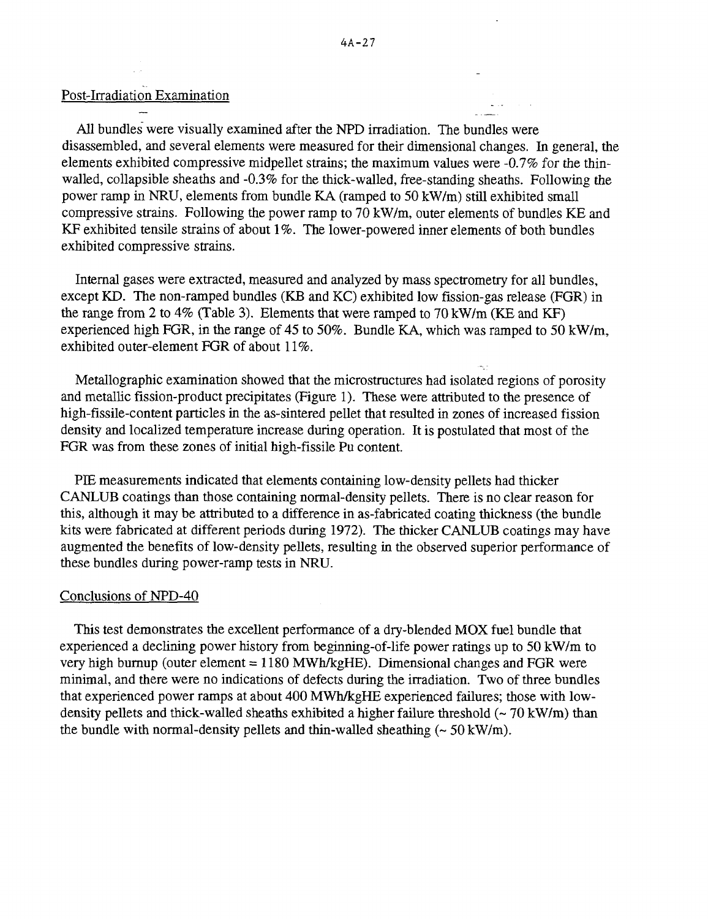## Post-Irradiation Examination

All bundles were visually examined after the NPD irradiation. The bundles were disassembled, and several elements were measured for their dimensional changes. In general, the elements exhibited compressive midpellet strains; the maximum values were -0.7% for the thin-walled, collapsible sheaths and -0.3% for the thick-walled, free-standing sheaths. Following the power ramp in NRU, elements from bundle KA (ramped to 50 kW/m) still exhibited small compressive strains. Following the power ramp to 70 kW/m, outer elements of bundles KE and KF exhibited tensile strains of about 1%. The lower-powered inner elements of both bundles exhibited compressive strains.

Internal gases were extracted, measured and analyzed by mass spectrometry for all bundles, except KD. The non-ramped bundles (KB and KC) exhibited low fission-gas release (FGR) in the range from 2 to 4% (Table 3). Elements that were ramped to 70 kW/m (KE and KF) experienced high FGR, in the range of 45 to 50%. Bundle KA, which was ramped to 50 kW/m, exhibited outer-element FGR of about 11%.

Metallographic examination showed that the microstructures had isolated regions of porosity and metallic fission-product precipitates (Figure 1). These were attributed to the presence of high-fissile-content particles in the as-sintered pellet that resulted in zones of increased fission density and localized temperature increase during operation. It is postulated that most of the FGR was from these zones of initial high-fissile Pu content.

PIE measurements indicated that elements containing low-density pellets had thicker CANLUB coatings than those containing normal-density pellets. There is no clear reason for this, although it may be attributed to a difference in as-fabricated coating thickness (the bundle kits were fabricated at different periods during 1972). The thicker CANLUB coatings may have augmented the benefits of low-density pellets, resulting in the observed superior performance of these bundles during power-ramp tests in NRU.

## Conclusions of NPD-40

This test demonstrates the excellent performance of a dry-blended MOX fuel bundle that experienced a declining power history from beginning-of-life power ratings up to 50 kW/m to very high burnup (outer element = 1180 MWh/kgHE). Dimensional changes and FGR were minimal, and there were no indications of defects during the irradiation. Two of three bundles that experienced power ramps at about 400 MWh/kgHE experienced failures; those with low-density pellets and thick-walled sheaths exhibited a higher failure threshold (~ 70 kW/m) than the bundle with normal-density pellets and thin-walled sheathing (~ 50 kW/m).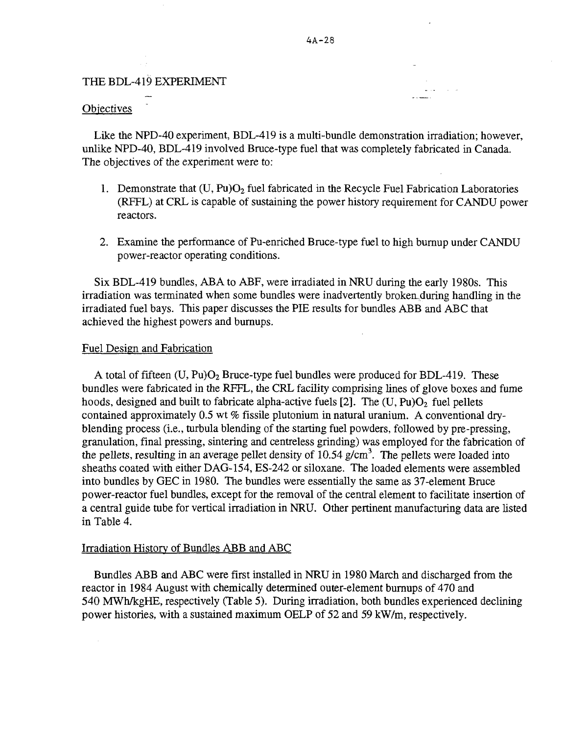## THE BDL-419 EXPERIMENT

### Objectives

Like the NPD-40 experiment, BDL-419 is a multi-bundle demonstration irradiation; however, unlike NPD-40, BDL-419 involved Bruce-type fuel that was completely fabricated in Canada. The objectives of the experiment were to:

1. Demonstrate that (U, Pu)$O_2$ fuel fabricated in the Recycle Fuel Fabrication Laboratories (RFFL) at CRL is capable of sustaining the power history requirement for CANDU power reactors.

2. Examine the performance of Pu-enriched Bruce-type fuel to high burnup under CANDU power-reactor operating conditions.

Six BDL-419 bundles, ABA to ABF, were irradiated in NRU during the early 1980s. This irradiation was terminated when some bundles were inadvertently broken during handling in the irradiated fuel bays. This paper discusses the PIE results for bundles ABB and ABC that achieved the highest powers and burnups.

### Fuel Design and Fabrication

A total of fifteen (U, Pu)$O_2$ Bruce-type fuel bundles were produced for BDL-419. These bundles were fabricated in the RFFL, the CRL facility comprising lines of glove boxes and fume hoods, designed and built to fabricate alpha-active fuels [2]. The (U, Pu)$O_2$ fuel pellets contained approximately 0.5 wt % fissile plutonium in natural uranium. A conventional dry-blending process (i.e., turbula blending of the starting fuel powders, followed by pre-pressing, granulation, final pressing, sintering and centreless grinding) was employed for the fabrication of the pellets, resulting in an average pellet density of 10.54 g/cm$^3$. The pellets were loaded into sheaths coated with either DAG-154, ES-242 or siloxane. The loaded elements were assembled into bundles by GEC in 1980. The bundles were essentially the same as 37-element Bruce power-reactor fuel bundles, except for the removal of the central element to facilitate insertion of a central guide tube for vertical irradiation in NRU. Other pertinent manufacturing data are listed in Table 4.

### Irradiation History of Bundles ABB and ABC

Bundles ABB and ABC were first installed in NRU in 1980 March and discharged from the reactor in 1984 August with chemically determined outer-element burnups of 470 and 540 MWh/kgHE, respectively (Table 5). During irradiation, both bundles experienced declining power histories, with a sustained maximum OELP of 52 and 59 kW/m, respectively.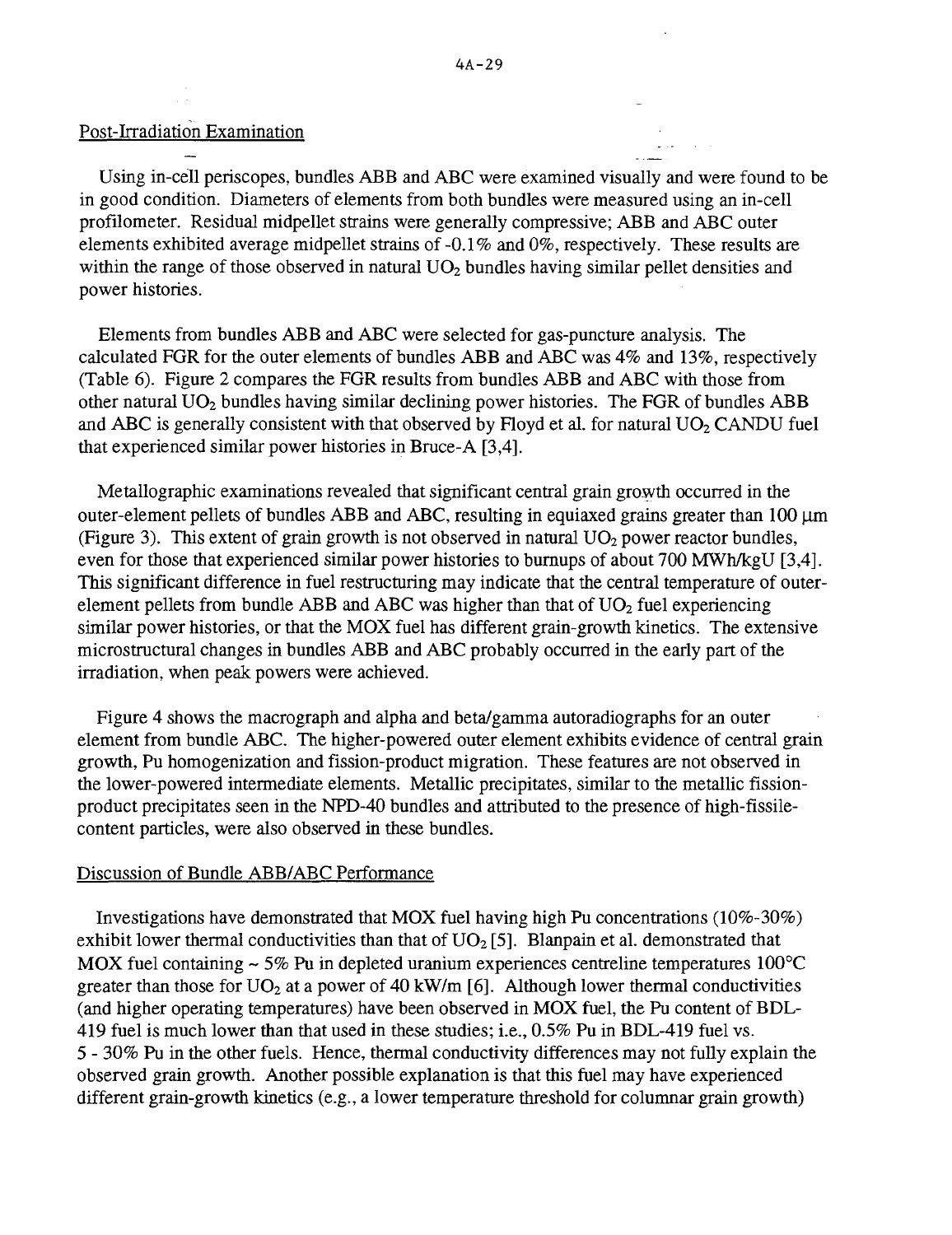## Post-Irradiation Examination

Using in-cell periscopes, bundles ABB and ABC were examined visually and were found to be in good condition. Diameters of elements from both bundles were measured using an in-cell profilometer. Residual midpellet strains were generally compressive; ABB and ABC outer elements exhibited average midpellet strains of -0.1% and 0%, respectively. These results are within the range of those observed in natural $UO_2$ bundles having similar pellet densities and power histories.

Elements from bundles ABB and ABC were selected for gas-puncture analysis. The calculated FGR for the outer elements of bundles ABB and ABC was 4% and 13%, respectively (Table 6). Figure 2 compares the FGR results from bundles ABB and ABC with those from other natural $UO_2$ bundles having similar declining power histories. The FGR of bundles ABB and ABC is generally consistent with that observed by Floyd et al. for natural $UO_2$ CANDU fuel that experienced similar power histories in Bruce-A [3,4].

Metallographic examinations revealed that significant central grain growth occurred in the outer-element pellets of bundles ABB and ABC, resulting in equiaxed grains greater than 100 μm (Figure 3). This extent of grain growth is not observed in natural $UO_2$ power reactor bundles, even for those that experienced similar power histories to burnups of about 700 MWh/kgU [3,4]. This significant difference in fuel restructuring may indicate that the central temperature of outer-element pellets from bundle ABB and ABC was higher than that of $UO_2$ fuel experiencing similar power histories, or that the MOX fuel has different grain-growth kinetics. The extensive microstructural changes in bundles ABB and ABC probably occurred in the early part of the irradiation, when peak powers were achieved.

Figure 4 shows the macrograph and alpha and beta/gamma autoradiographs for an outer element from bundle ABC. The higher-powered outer element exhibits evidence of central grain growth, Pu homogenization and fission-product migration. These features are not observed in the lower-powered intermediate elements. Metallic precipitates, similar to the metallic fission-product precipitates seen in the NPD-40 bundles and attributed to the presence of high-fissile-content particles, were also observed in these bundles.

## Discussion of Bundle ABB/ABC Performance

Investigations have demonstrated that MOX fuel having high Pu concentrations (10%-30%) exhibit lower thermal conductivities than that of $UO_2$ [5]. Blanpain et al. demonstrated that MOX fuel containing ~ 5% Pu in depleted uranium experiences centreline temperatures 100°C greater than those for $UO_2$ at a power of 40 kW/m [6]. Although lower thermal conductivities (and higher operating temperatures) have been observed in MOX fuel, the Pu content of BDL-419 fuel is much lower than that used in these studies; i.e., 0.5% Pu in BDL-419 fuel vs. 5 - 30% Pu in the other fuels. Hence, thermal conductivity differences may not fully explain the observed grain growth. Another possible explanation is that this fuel may have experienced different grain-growth kinetics (e.g., a lower temperature threshold for columnar grain growth)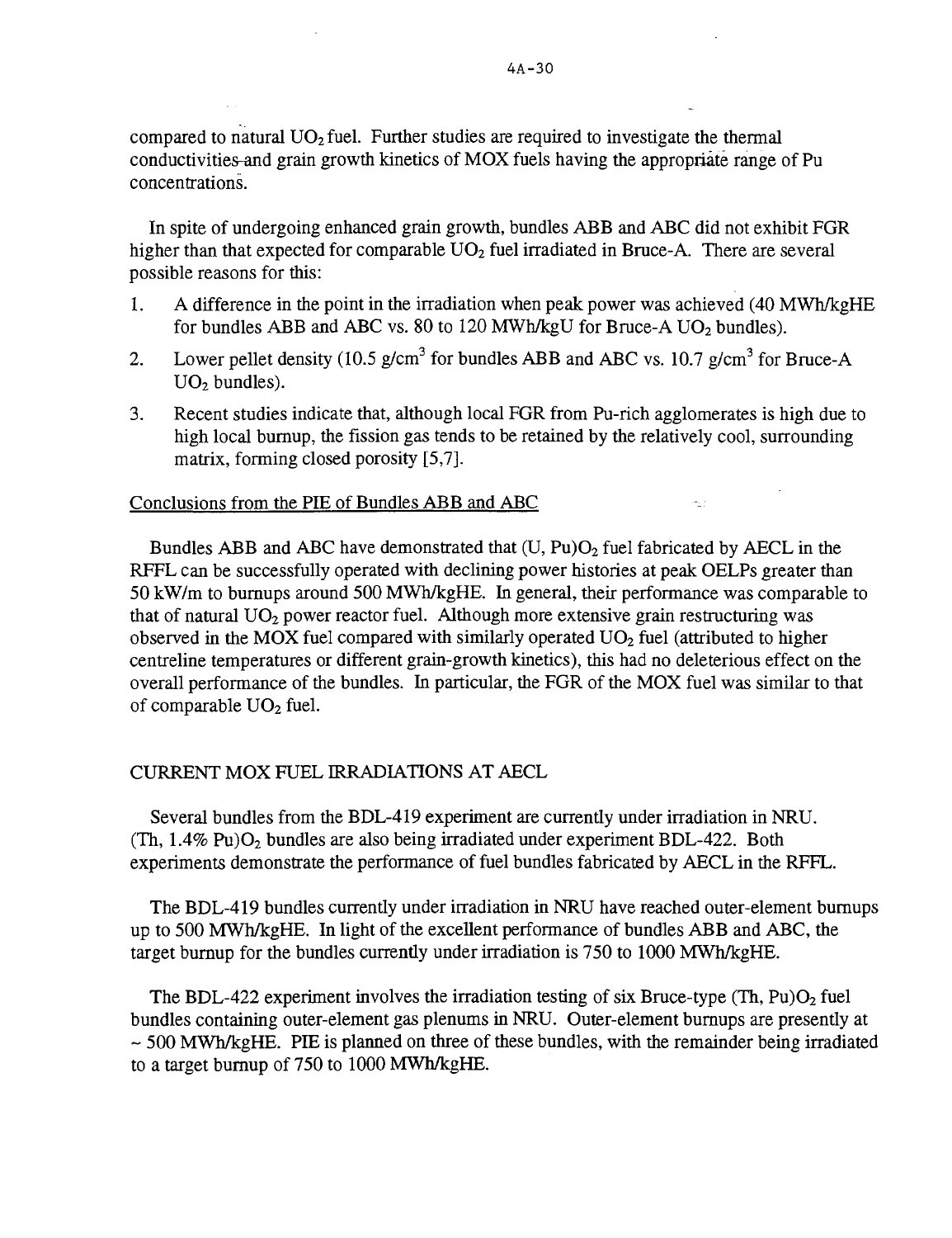compared to natural $UO_2$ fuel. Further studies are required to investigate the thermal conductivities and grain growth kinetics of MOX fuels having the appropriate range of Pu concentrations.

In spite of undergoing enhanced grain growth, bundles ABB and ABC did not exhibit FGR higher than that expected for comparable $UO_2$ fuel irradiated in Bruce-A. There are several possible reasons for this:

1. A difference in the point in the irradiation when peak power was achieved (40 MWh/kgHE for bundles ABB and ABC vs. 80 to 120 MWh/kgU for Bruce-A $UO_2$ bundles).
2. Lower pellet density (10.5 $g/cm^3$ for bundles ABB and ABC vs. 10.7 $g/cm^3$ for Bruce-A $UO_2$ bundles).
3. Recent studies indicate that, although local FGR from Pu-rich agglomerates is high due to high local burnup, the fission gas tends to be retained by the relatively cool, surrounding matrix, forming closed porosity [5,7].

Conclusions from the PIE of Bundles ABB and ABC

Bundles ABB and ABC have demonstrated that $(U, Pu)O_2$ fuel fabricated by AECL in the RFFL can be successfully operated with declining power histories at peak OELPs greater than 50 kW/m to burnups around 500 MWh/kgHE. In general, their performance was comparable to that of natural $UO_2$ power reactor fuel. Although more extensive grain restructuring was observed in the MOX fuel compared with similarly operated $UO_2$ fuel (attributed to higher centreline temperatures or different grain-growth kinetics), this had no deleterious effect on the overall performance of the bundles. In particular, the FGR of the MOX fuel was similar to that of comparable $UO_2$ fuel.

## CURRENT MOX FUEL IRRADIATIONS AT AECL

Several bundles from the BDL-419 experiment are currently under irradiation in NRU. $(Th, 1.4\% Pu)O_2$ bundles are also being irradiated under experiment BDL-422. Both experiments demonstrate the performance of fuel bundles fabricated by AECL in the RFFL.

The BDL-419 bundles currently under irradiation in NRU have reached outer-element burnups up to 500 MWh/kgHE. In light of the excellent performance of bundles ABB and ABC, the target burnup for the bundles currently under irradiation is 750 to 1000 MWh/kgHE.

The BDL-422 experiment involves the irradiation testing of six Bruce-type $(Th, Pu)O_2$ fuel bundles containing outer-element gas plenums in NRU. Outer-element burnups are presently at ~ 500 MWh/kgHE. PIE is planned on three of these bundles, with the remainder being irradiated to a target burnup of 750 to 1000 MWh/kgHE.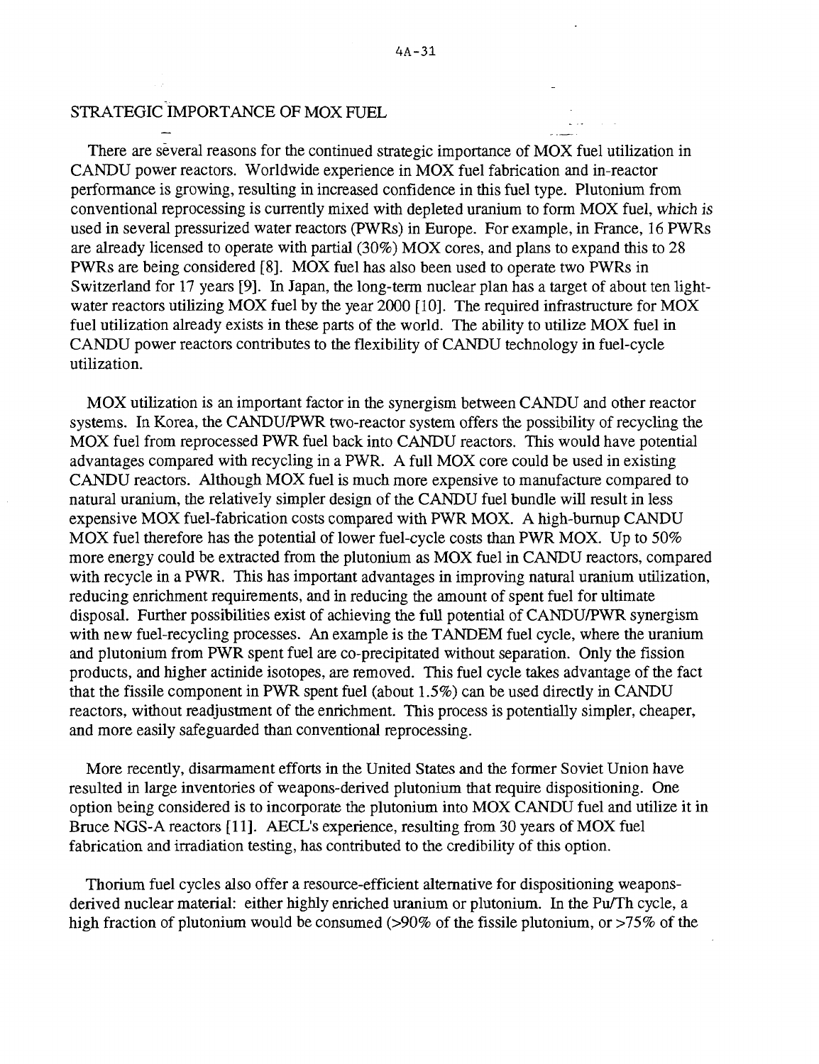## STRATEGIC IMPORTANCE OF MOX FUEL

There are several reasons for the continued strategic importance of MOX fuel utilization in CANDU power reactors. Worldwide experience in MOX fuel fabrication and in-reactor performance is growing, resulting in increased confidence in this fuel type. Plutonium from conventional reprocessing is currently mixed with depleted uranium to form MOX fuel, which is used in several pressurized water reactors (PWRs) in Europe. For example, in France, 16 PWRs are already licensed to operate with partial (30%) MOX cores, and plans to expand this to 28 PWRs are being considered [8]. MOX fuel has also been used to operate two PWRs in Switzerland for 17 years [9]. In Japan, the long-term nuclear plan has a target of about ten light-water reactors utilizing MOX fuel by the year 2000 [10]. The required infrastructure for MOX fuel utilization already exists in these parts of the world. The ability to utilize MOX fuel in CANDU power reactors contributes to the flexibility of CANDU technology in fuel-cycle utilization.

MOX utilization is an important factor in the synergism between CANDU and other reactor systems. In Korea, the CANDU/PWR two-reactor system offers the possibility of recycling the MOX fuel from reprocessed PWR fuel back into CANDU reactors. This would have potential advantages compared with recycling in a PWR. A full MOX core could be used in existing CANDU reactors. Although MOX fuel is much more expensive to manufacture compared to natural uranium, the relatively simpler design of the CANDU fuel bundle will result in less expensive MOX fuel-fabrication costs compared with PWR MOX. A high-burnup CANDU MOX fuel therefore has the potential of lower fuel-cycle costs than PWR MOX. Up to 50% more energy could be extracted from the plutonium as MOX fuel in CANDU reactors, compared with recycle in a PWR. This has important advantages in improving natural uranium utilization, reducing enrichment requirements, and in reducing the amount of spent fuel for ultimate disposal. Further possibilities exist of achieving the full potential of CANDU/PWR synergism with new fuel-recycling processes. An example is the TANDEM fuel cycle, where the uranium and plutonium from PWR spent fuel are co-precipitated without separation. Only the fission products, and higher actinide isotopes, are removed. This fuel cycle takes advantage of the fact that the fissile component in PWR spent fuel (about 1.5%) can be used directly in CANDU reactors, without readjustment of the enrichment. This process is potentially simpler, cheaper, and more easily safeguarded than conventional reprocessing.

More recently, disarmament efforts in the United States and the former Soviet Union have resulted in large inventories of weapons-derived plutonium that require dispositioning. One option being considered is to incorporate the plutonium into MOX CANDU fuel and utilize it in Bruce NGS-A reactors [11]. AECL's experience, resulting from 30 years of MOX fuel fabrication and irradiation testing, has contributed to the credibility of this option.

Thorium fuel cycles also offer a resource-efficient alternative for dispositioning weapons-derived nuclear material: either highly enriched uranium or plutonium. In the Pu/Th cycle, a high fraction of plutonium would be consumed (>90% of the fissile plutonium, or >75% of the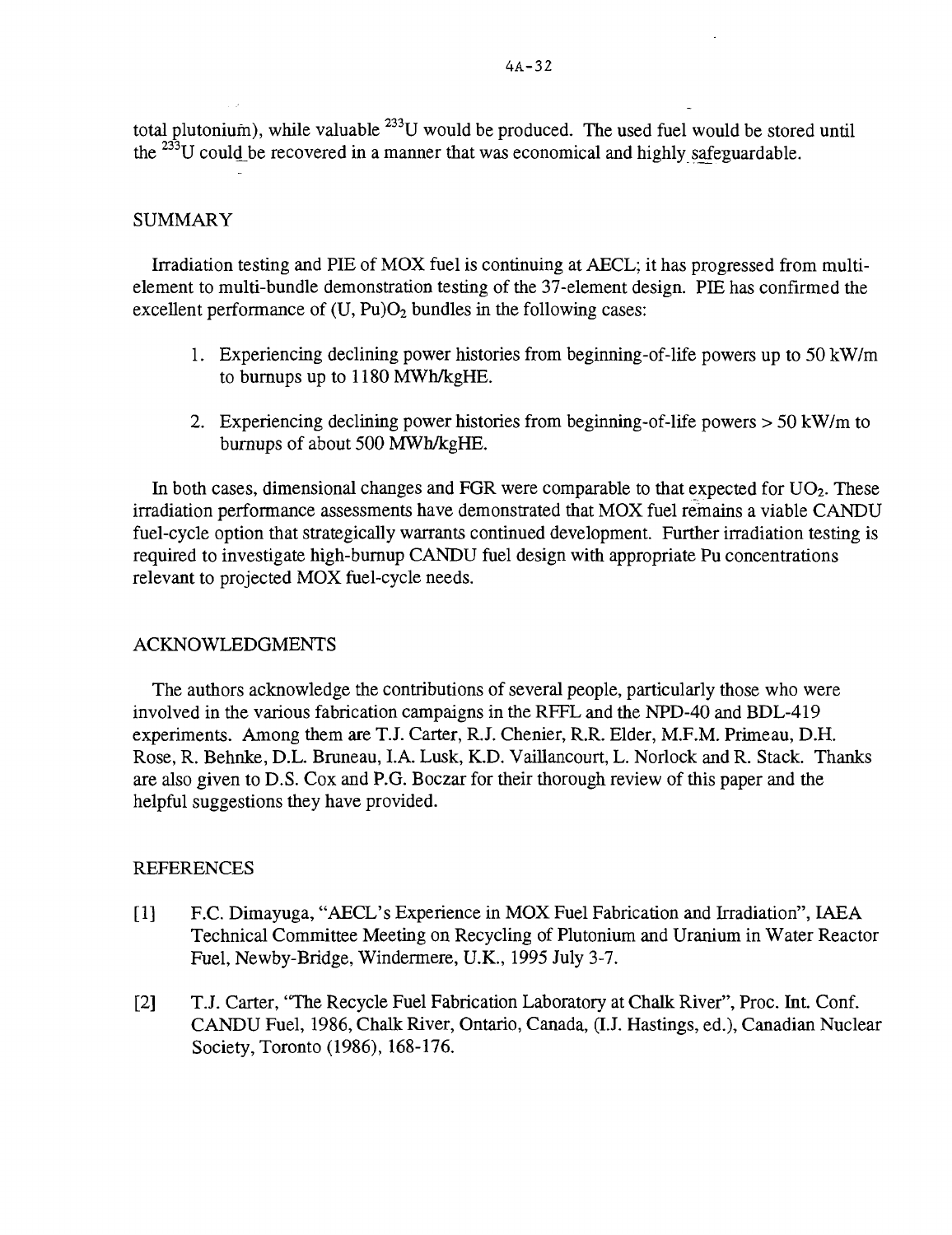total plutonium), while valuable $^{233}U$ would be produced. The used fuel would be stored until the $^{233}U$ could be recovered in a manner that was economical and highly safeguardable.

## SUMMARY

Irradiation testing and PIE of MOX fuel is continuing at AECL; it has progressed from multi-element to multi-bundle demonstration testing of the 37-element design. PIE has confirmed the excellent performance of $(U, Pu)O_2$ bundles in the following cases:

1. Experiencing declining power histories from beginning-of-life powers up to 50 kW/m to burnups up to 1180 MWh/kgHE.

2. Experiencing declining power histories from beginning-of-life powers > 50 kW/m to burnups of about 500 MWh/kgHE.

In both cases, dimensional changes and FGR were comparable to that expected for $UO_2$. These irradiation performance assessments have demonstrated that MOX fuel remains a viable CANDU fuel-cycle option that strategically warrants continued development. Further irradiation testing is required to investigate high-burnup CANDU fuel design with appropriate Pu concentrations relevant to projected MOX fuel-cycle needs.

## ACKNOWLEDGMENTS

The authors acknowledge the contributions of several people, particularly those who were involved in the various fabrication campaigns in the RFFL and the NPD-40 and BDL-419 experiments. Among them are T.J. Carter, R.J. Chenier, R.R. Elder, M.F.M. Primeau, D.H. Rose, R. Behnke, D.L. Bruneau, I.A. Lusk, K.D. Vaillancourt, L. Norlock and R. Stack. Thanks are also given to D.S. Cox and P.G. Boczar for their thorough review of this paper and the helpful suggestions they have provided.

## REFERENCES

[1] F.C. Dimayuga, "AECL's Experience in MOX Fuel Fabrication and Irradiation", IAEA Technical Committee Meeting on Recycling of Plutonium and Uranium in Water Reactor Fuel, Newby-Bridge, Windermere, U.K., 1995 July 3-7.

[2] T.J. Carter, "The Recycle Fuel Fabrication Laboratory at Chalk River", Proc. Int. Conf. CANDU Fuel, 1986, Chalk River, Ontario, Canada, (I.J. Hastings, ed.), Canadian Nuclear Society, Toronto (1986), 168-176.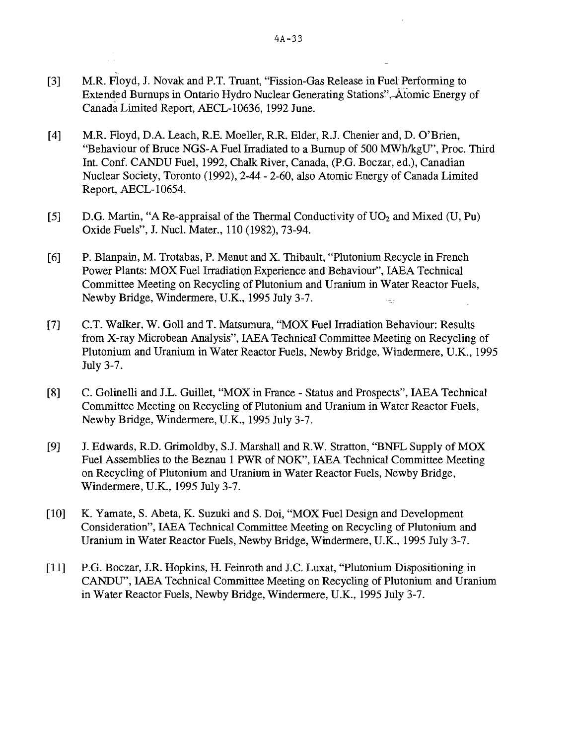[3] M.R. Floyd, J. Novak and P.T. Truant, "Fission-Gas Release in Fuel Performing to Extended Burnups in Ontario Hydro Nuclear Generating Stations", Atomic Energy of Canada Limited Report, AECL-10636, 1992 June.

[4] M.R. Floyd, D.A. Leach, R.E. Moeller, R.R. Elder, R.J. Chenier and, D. O'Brien, "Behaviour of Bruce NGS-A Fuel Irradiated to a Burnup of 500 MWh/kgU", Proc. Third Int. Conf. CANDU Fuel, 1992, Chalk River, Canada, (P.G. Boczar, ed.), Canadian Nuclear Society, Toronto (1992), 2-44 - 2-60, also Atomic Energy of Canada Limited Report, AECL-10654.

[5] D.G. Martin, "A Re-appraisal of the Thermal Conductivity of $UO_2$ and Mixed (U, Pu) Oxide Fuels", J. Nucl. Mater., 110 (1982), 73-94.

[6] P. Blanpain, M. Trotabas, P. Menut and X. Thibault, "Plutonium Recycle in French Power Plants: MOX Fuel Irradiation Experience and Behaviour", IAEA Technical Committee Meeting on Recycling of Plutonium and Uranium in Water Reactor Fuels, Newby Bridge, Windermere, U.K., 1995 July 3-7.

[7] C.T. Walker, W. Goll and T. Matsumura, "MOX Fuel Irradiation Behaviour: Results from X-ray Microbean Analysis", IAEA Technical Committee Meeting on Recycling of Plutonium and Uranium in Water Reactor Fuels, Newby Bridge, Windermere, U.K., 1995 July 3-7.

[8] C. Golinelli and J.L. Guillet, "MOX in France - Status and Prospects", IAEA Technical Committee Meeting on Recycling of Plutonium and Uranium in Water Reactor Fuels, Newby Bridge, Windermere, U.K., 1995 July 3-7.

[9] J. Edwards, R.D. Grimoldby, S.J. Marshall and R.W. Stratton, "BNFL Supply of MOX Fuel Assemblies to the Beznau 1 PWR of NOK", IAEA Technical Committee Meeting on Recycling of Plutonium and Uranium in Water Reactor Fuels, Newby Bridge, Windermere, U.K., 1995 July 3-7.

[10] K. Yamate, S. Abeta, K. Suzuki and S. Doi, "MOX Fuel Design and Development Consideration", IAEA Technical Committee Meeting on Recycling of Plutonium and Uranium in Water Reactor Fuels, Newby Bridge, Windermere, U.K., 1995 July 3-7.

[11] P.G. Boczar, J.R. Hopkins, H. Feinroth and J.C. Luxat, "Plutonium Dispositioning in CANDU", IAEA Technical Committee Meeting on Recycling of Plutonium and Uranium in Water Reactor Fuels, Newby Bridge, Windermere, U.K., 1995 July 3-7.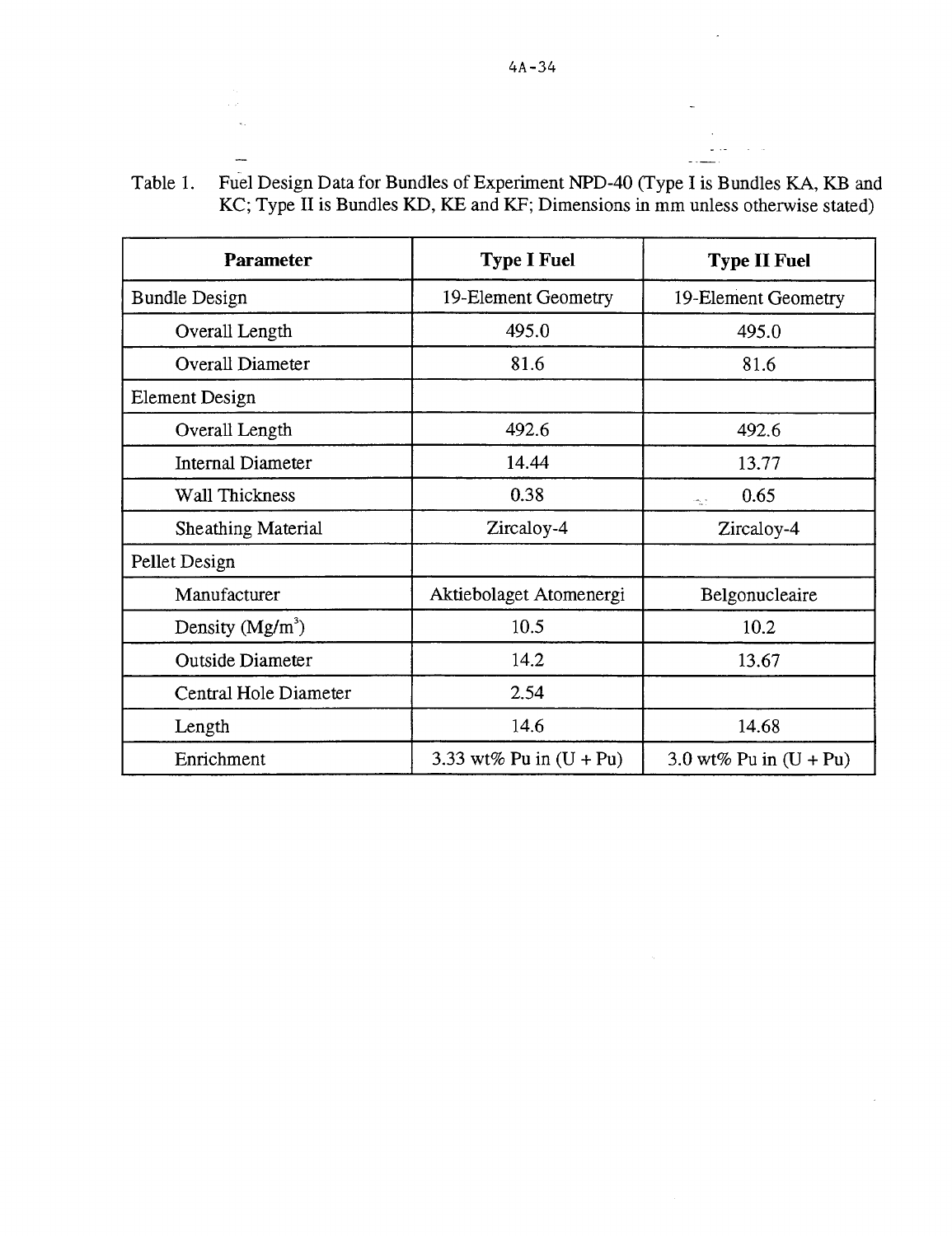Table 1. Fuel Design Data for Bundles of Experiment NPD-40 (Type I is Bundles KA, KB and KC; Type II is Bundles KD, KE and KF; Dimensions in mm unless otherwise stated)

| **Parameter** | **Type I Fuel** | **Type II Fuel** |
|---|---|---|
| Bundle Design | 19-Element Geometry | 19-Element Geometry |
| Overall Length | 495.0 | 495.0 |
| Overall Diameter | 81.6 | 81.6 |
| Element Design | | |
| Overall Length | 492.6 | 492.6 |
| Internal Diameter | 14.44 | 13.77 |
| Wall Thickness | 0.38 | 0.65 |
| Sheathing Material | Zircaloy-4 | Zircaloy-4 |
| Pellet Design | | |
| Manufacturer | Aktiebolaget Atomenergi | Belgonucleaire |
| Density ($Mg/m^3$) | 10.5 | 10.2 |
| Outside Diameter | 14.2 | 13.67 |
| Central Hole Diameter | 2.54 | |
| Length | 14.6 | 14.68 |
| Enrichment | 3.33 wt% Pu in (U + Pu) | 3.0 wt% Pu in (U + Pu) |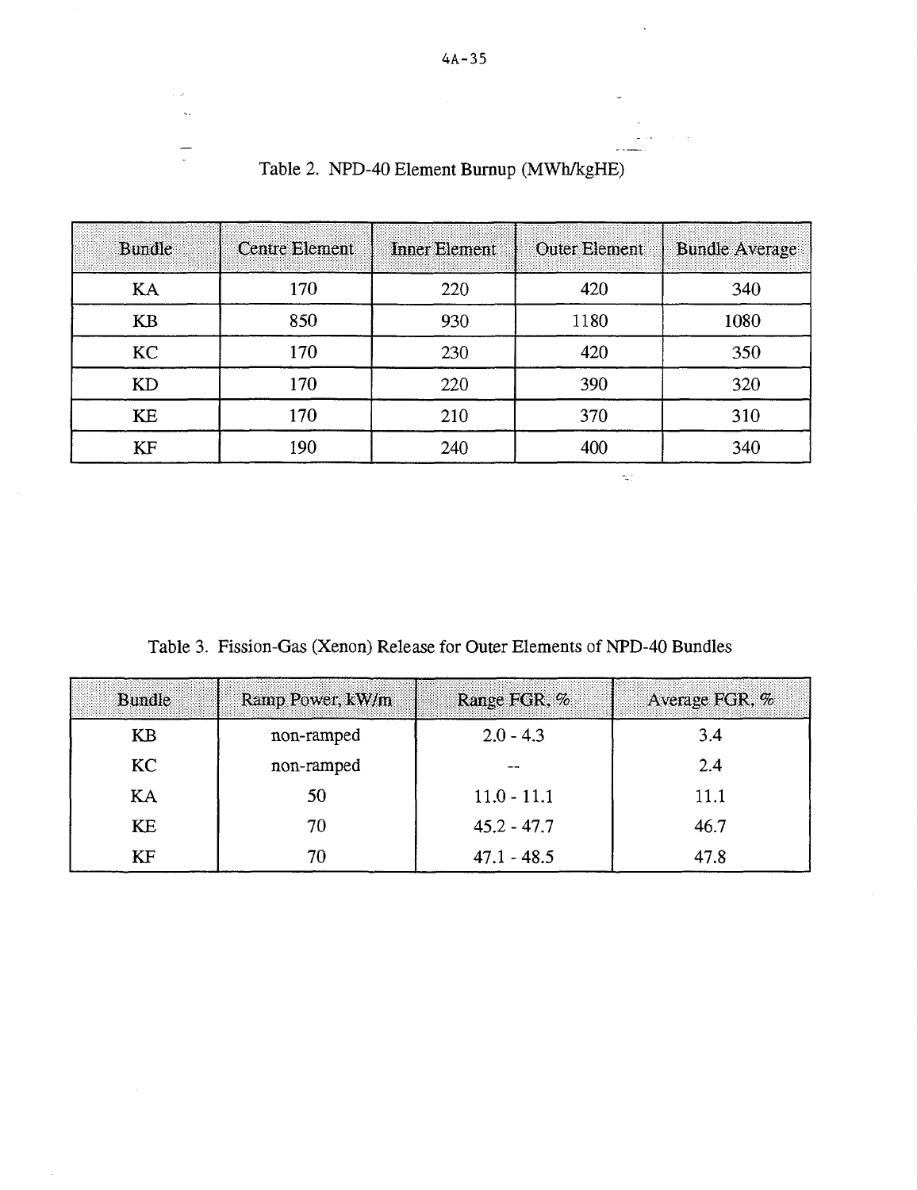Table 2. NPD-40 Element Burnup (MWh/kgHE)

| Bundle | Centre Element | Inner Element | Outer Element | Bundle Average |
|---|---|---|---|---|
| KA | 170 | 220 | 420 | 340 |
| KB | 850 | 930 | 1180 | 1080 |
| KC | 170 | 230 | 420 | 350 |
| KD | 170 | 220 | 390 | 320 |
| KE | 170 | 210 | 370 | 310 |
| KF | 190 | 240 | 400 | 340 |

Table 3. Fission-Gas (Xenon) Release for Outer Elements of NPD-40 Bundles

| Bundle | Ramp Power, kW/m | Range FGR, % | Average FGR, % |
|---|---|---|---|
| KB | non-ramped | 2.0 - 4.3 | 3.4 |
| KC | non-ramped | -- | 2.4 |
| KA | 50 | 11.0 - 11.1 | 11.1 |
| KE | 70 | 45.2 - 47.7 | 46.7 |
| KF | 70 | 47.1 - 48.5 | 47.8 |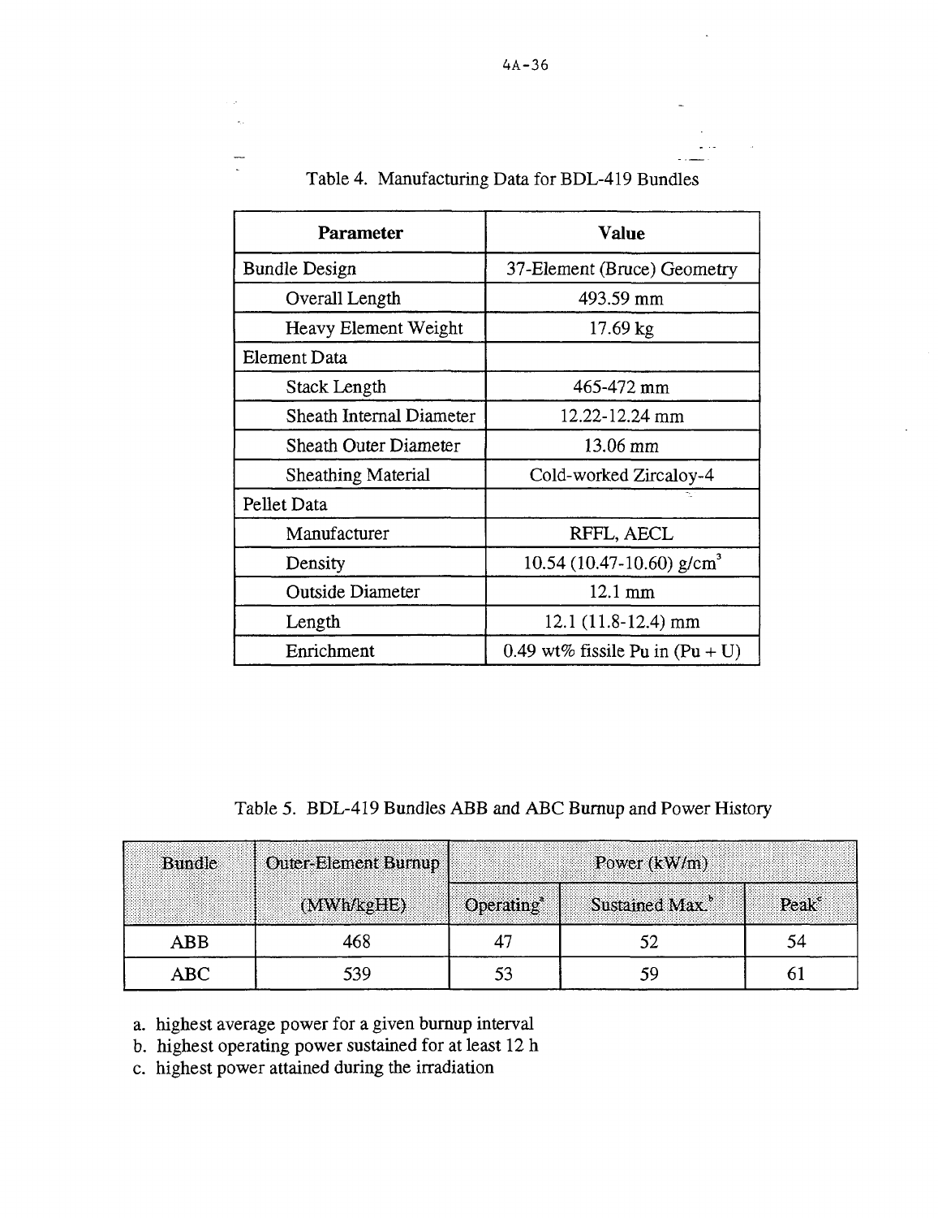Table 4. Manufacturing Data for BDL-419 Bundles

| Parameter | Value |
|---|---|
| Bundle Design | 37-Element (Bruce) Geometry |
| Overall Length | 493.59 mm |
| Heavy Element Weight | 17.69 kg |
| Element Data | |
| Stack Length | 465-472 mm |
| Sheath Internal Diameter | 12.22-12.24 mm |
| Sheath Outer Diameter | 13.06 mm |
| Sheathing Material | Cold-worked Zircaloy-4 |
| Pellet Data | |
| Manufacturer | RFFL, AECL |
| Density | 10.54 (10.47-10.60) g/cm$^3$ |
| Outside Diameter | 12.1 mm |
| Length | 12.1 (11.8-12.4) mm |
| Enrichment | 0.49 wt% fissile Pu in (Pu + U) |

Table 5. BDL-419 Bundles ABB and ABC Burnup and Power History

| Bundle | Outer-Element Burnup (MWh/kgHE) | Power (kW/m) | | |
|---|---|---|---|---|
| | | Operating[a] | Sustained Max.[b] | Peak[c] |
| ABB | 468 | 47 | 52 | 54 |
| ABC | 539 | 53 | 59 | 61 |

a. highest average power for a given burnup interval
b. highest operating power sustained for at least 12 h
c. highest power attained during the irradiation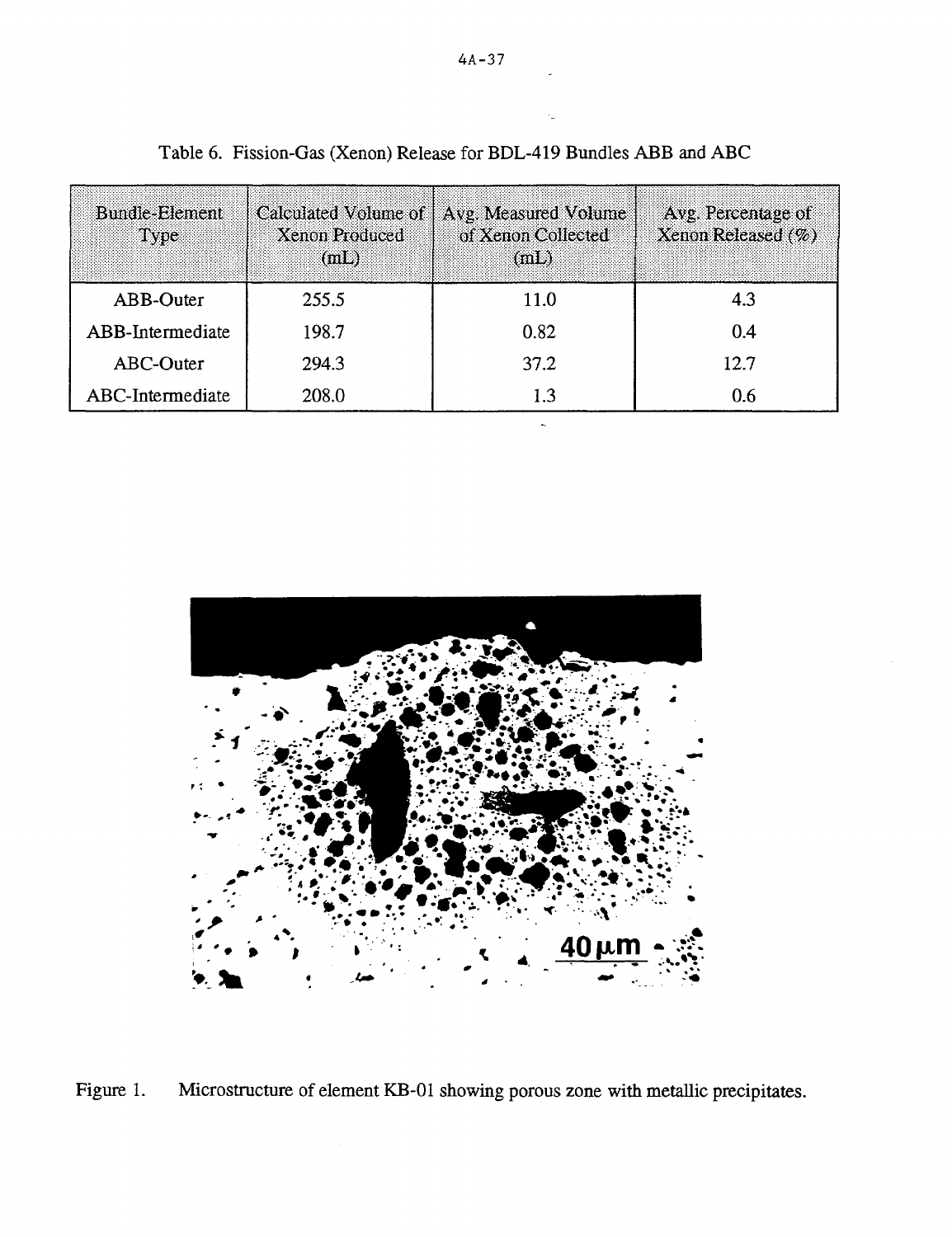Table 6. Fission-Gas (Xenon) Release for BDL-419 Bundles ABB and ABC

| Bundle-Element Type | Calculated Volume of Xenon Produced (mL) | Avg. Measured Volume of Xenon Collected (mL) | Avg. Percentage of Xenon Released (%) |
|---|---|---|---|
| ABB-Outer | 255.5 | 11.0 | 4.3 |
| ABB-Intermediate | 198.7 | 0.82 | 0.4 |
| ABC-Outer | 294.3 | 37.2 | 12.7 |
| ABC-Intermediate | 208.0 | 1.3 | 0.6 |

40 μm

Figure 1. Microstructure of element KB-01 showing porous zone with metallic precipitates.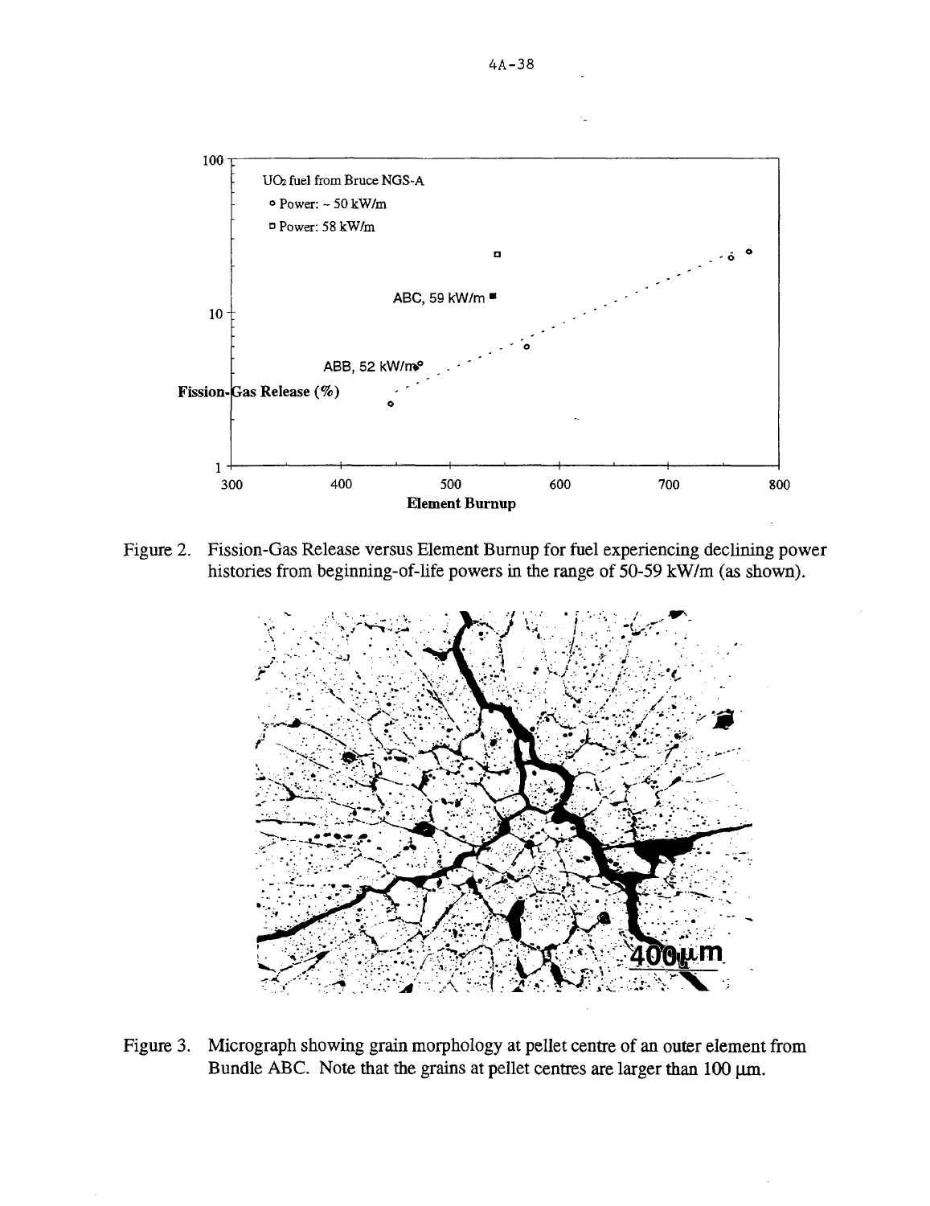100

UO2 fuel from Bruce NGS-A

○ Power: ~ 50 kW/m

□ Power: 58 kW/m

ABC, 59 kW/m ■

10

ABB, 52 kW/m

Fission-Gas Release (%)

1

300 400 500 600 700 800

Element Burnup

Figure 2. Fission-Gas Release versus Element Burnup for fuel experiencing declining power histories from beginning-of-life powers in the range of 50-59 kW/m (as shown).

400µm

Figure 3. Micrograph showing grain morphology at pellet centre of an outer element from Bundle ABC. Note that the grains at pellet centres are larger than 100 µm.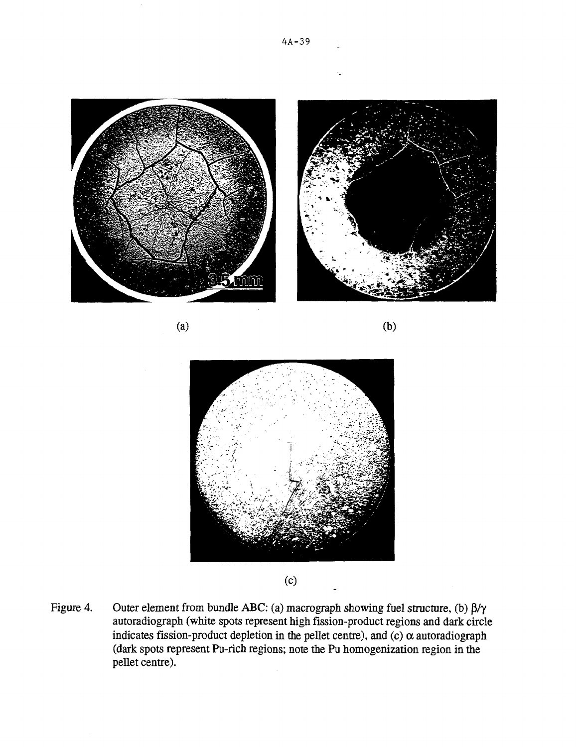3.5 mm

(a)

(b)

(c)

Figure 4. Outer element from bundle ABC: (a) macrograph showing fuel structure, (b) $\beta/\gamma$ autoradiograph (white spots represent high fission-product regions and dark circle indicates fission-product depletion in the pellet centre), and (c) $\alpha$ autoradiograph (dark spots represent Pu-rich regions; note the Pu homogenization region in the pellet centre).